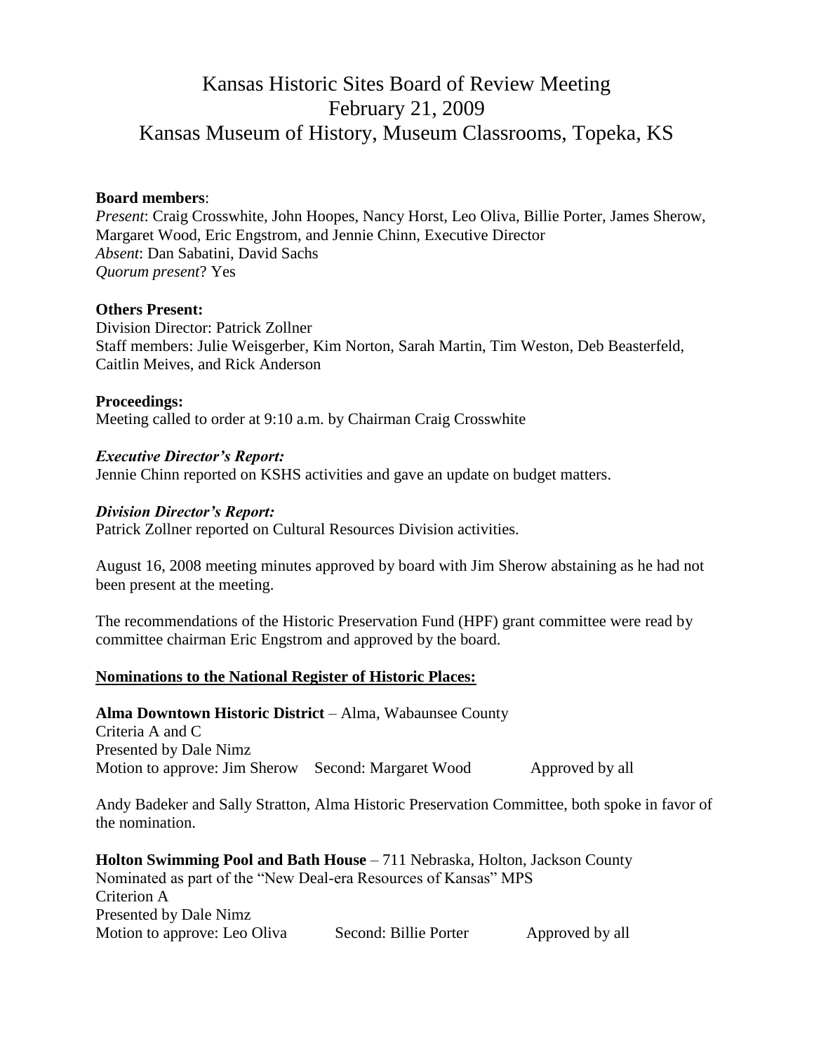# Kansas Historic Sites Board of Review Meeting
# February 21, 2009
# Kansas Museum of History, Museum Classrooms, Topeka, KS

**Board members**:
*Present*: Craig Crosswhite, John Hoopes, Nancy Horst, Leo Oliva, Billie Porter, James Sherow, Margaret Wood, Eric Engstrom, and Jennie Chinn, Executive Director
*Absent*: Dan Sabatini, David Sachs
*Quorum present*? Yes

**Others Present:**
Division Director: Patrick Zollner
Staff members: Julie Weisgerber, Kim Norton, Sarah Martin, Tim Weston, Deb Beasterfeld, Caitlin Meives, and Rick Anderson

**Proceedings:**
Meeting called to order at 9:10 a.m. by Chairman Craig Crosswhite

***Executive Director's Report:***
Jennie Chinn reported on KSHS activities and gave an update on budget matters.

***Division Director's Report:***
Patrick Zollner reported on Cultural Resources Division activities.

August 16, 2008 meeting minutes approved by board with Jim Sherow abstaining as he had not been present at the meeting.

The recommendations of the Historic Preservation Fund (HPF) grant committee were read by committee chairman Eric Engstrom and approved by the board.

**Nominations to the National Register of Historic Places:**

**Alma Downtown Historic District** – Alma, Wabaunsee County
Criteria A and C
Presented by Dale Nimz
Motion to approve: Jim Sherow Second: Margaret Wood Approved by all

Andy Badeker and Sally Stratton, Alma Historic Preservation Committee, both spoke in favor of the nomination.

**Holton Swimming Pool and Bath House** – 711 Nebraska, Holton, Jackson County
Nominated as part of the "New Deal-era Resources of Kansas" MPS
Criterion A
Presented by Dale Nimz
Motion to approve: Leo Oliva Second: Billie Porter Approved by all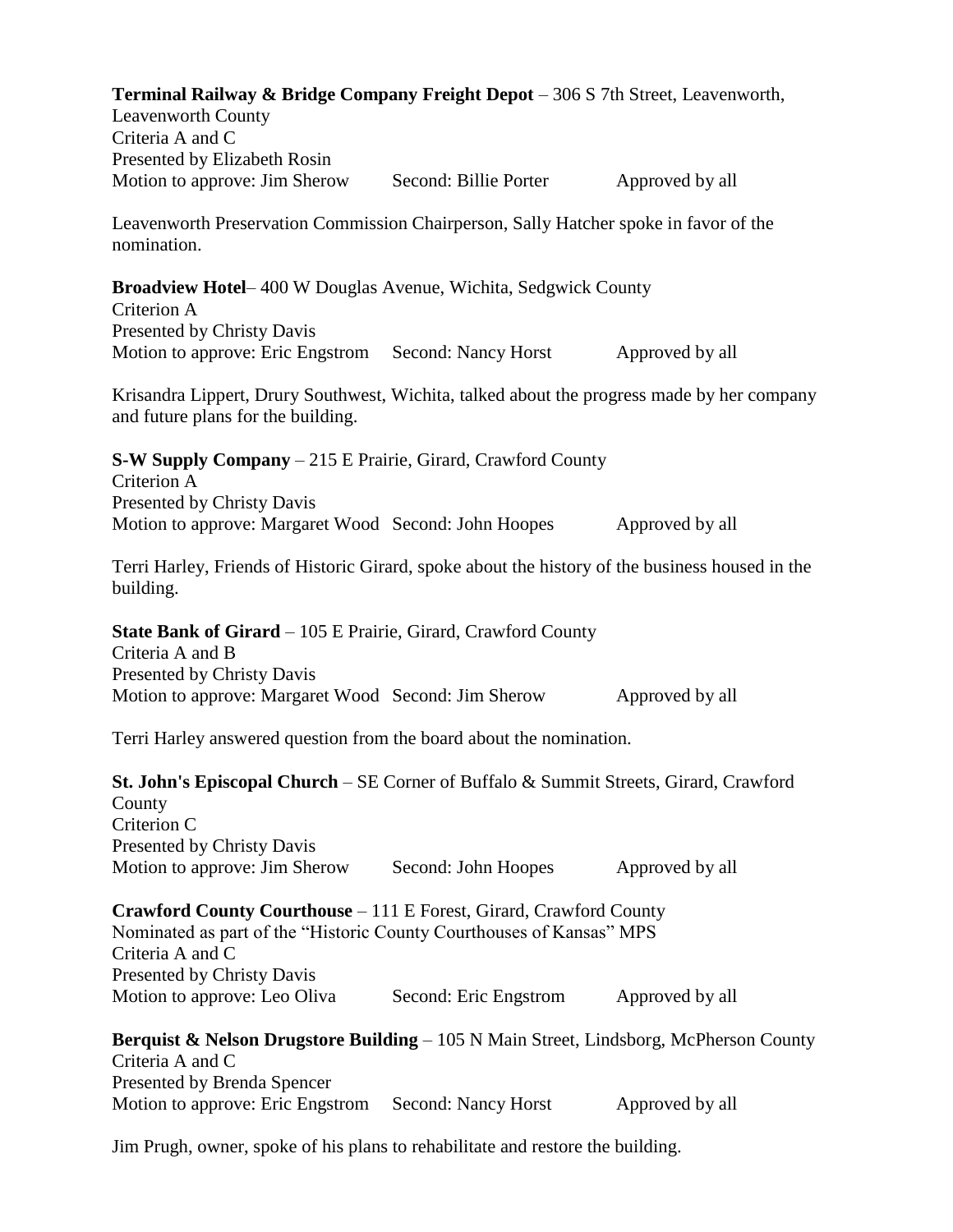**Terminal Railway & Bridge Company Freight Depot** – 306 S 7th Street, Leavenworth, Leavenworth County
Criteria A and C
Presented by Elizabeth Rosin
Motion to approve: Jim Sherow  Second: Billie Porter  Approved by all

Leavenworth Preservation Commission Chairperson, Sally Hatcher spoke in favor of the nomination.

**Broadview Hotel**– 400 W Douglas Avenue, Wichita, Sedgwick County
Criterion A
Presented by Christy Davis
Motion to approve: Eric Engstrom  Second: Nancy Horst  Approved by all

Krisandra Lippert, Drury Southwest, Wichita, talked about the progress made by her company and future plans for the building.

**S-W Supply Company** – 215 E Prairie, Girard, Crawford County
Criterion A
Presented by Christy Davis
Motion to approve: Margaret Wood  Second: John Hoopes  Approved by all

Terri Harley, Friends of Historic Girard, spoke about the history of the business housed in the building.

**State Bank of Girard** – 105 E Prairie, Girard, Crawford County
Criteria A and B
Presented by Christy Davis
Motion to approve: Margaret Wood  Second: Jim Sherow  Approved by all

Terri Harley answered question from the board about the nomination.

**St. John's Episcopal Church** – SE Corner of Buffalo & Summit Streets, Girard, Crawford County
Criterion C
Presented by Christy Davis
Motion to approve: Jim Sherow  Second: John Hoopes  Approved by all

**Crawford County Courthouse** – 111 E Forest, Girard, Crawford County
Nominated as part of the "Historic County Courthouses of Kansas" MPS
Criteria A and C
Presented by Christy Davis
Motion to approve: Leo Oliva  Second: Eric Engstrom  Approved by all

**Berquist & Nelson Drugstore Building** – 105 N Main Street, Lindsborg, McPherson County
Criteria A and C
Presented by Brenda Spencer
Motion to approve: Eric Engstrom  Second: Nancy Horst  Approved by all

Jim Prugh, owner, spoke of his plans to rehabilitate and restore the building.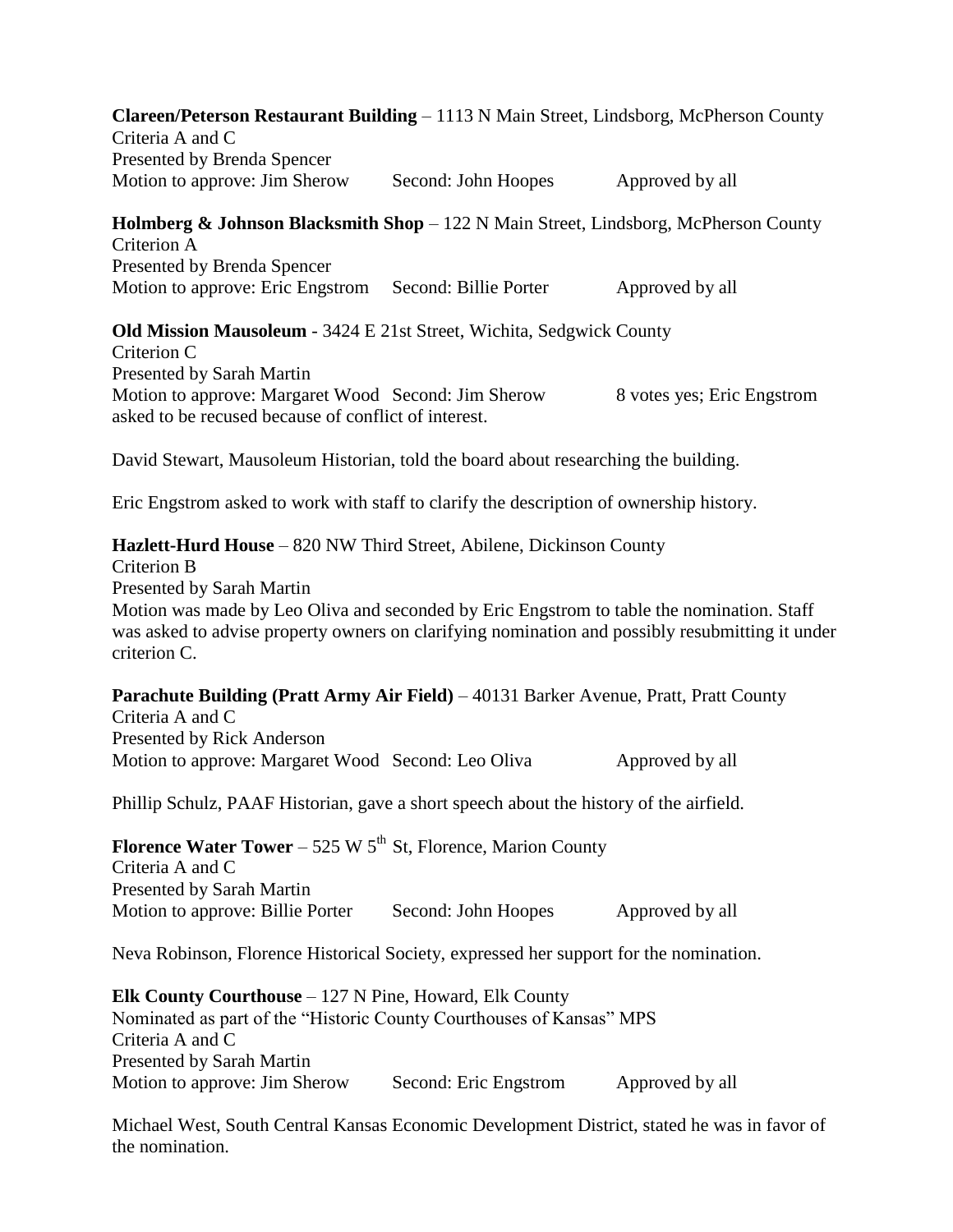**Clareen/Peterson Restaurant Building** – 1113 N Main Street, Lindsborg, McPherson County
Criteria A and C
Presented by Brenda Spencer
Motion to approve: Jim Sherow   Second: John Hoopes   Approved by all

**Holmberg & Johnson Blacksmith Shop** – 122 N Main Street, Lindsborg, McPherson County
Criterion A
Presented by Brenda Spencer
Motion to approve: Eric Engstrom   Second: Billie Porter   Approved by all

**Old Mission Mausoleum** - 3424 E 21st Street, Wichita, Sedgwick County
Criterion C
Presented by Sarah Martin
Motion to approve: Margaret Wood   Second: Jim Sherow   8 votes yes; Eric Engstrom asked to be recused because of conflict of interest.

David Stewart, Mausoleum Historian, told the board about researching the building.

Eric Engstrom asked to work with staff to clarify the description of ownership history.

**Hazlett-Hurd House** – 820 NW Third Street, Abilene, Dickinson County
Criterion B
Presented by Sarah Martin
Motion was made by Leo Oliva and seconded by Eric Engstrom to table the nomination. Staff was asked to advise property owners on clarifying nomination and possibly resubmitting it under criterion C.

**Parachute Building (Pratt Army Air Field)** – 40131 Barker Avenue, Pratt, Pratt County
Criteria A and C
Presented by Rick Anderson
Motion to approve: Margaret Wood   Second: Leo Oliva   Approved by all

Phillip Schulz, PAAF Historian, gave a short speech about the history of the airfield.

**Florence Water Tower** – 525 W 5th St, Florence, Marion County
Criteria A and C
Presented by Sarah Martin
Motion to approve: Billie Porter   Second: John Hoopes   Approved by all

Neva Robinson, Florence Historical Society, expressed her support for the nomination.

**Elk County Courthouse** – 127 N Pine, Howard, Elk County
Nominated as part of the "Historic County Courthouses of Kansas" MPS
Criteria A and C
Presented by Sarah Martin
Motion to approve: Jim Sherow   Second: Eric Engstrom   Approved by all

Michael West, South Central Kansas Economic Development District, stated he was in favor of the nomination.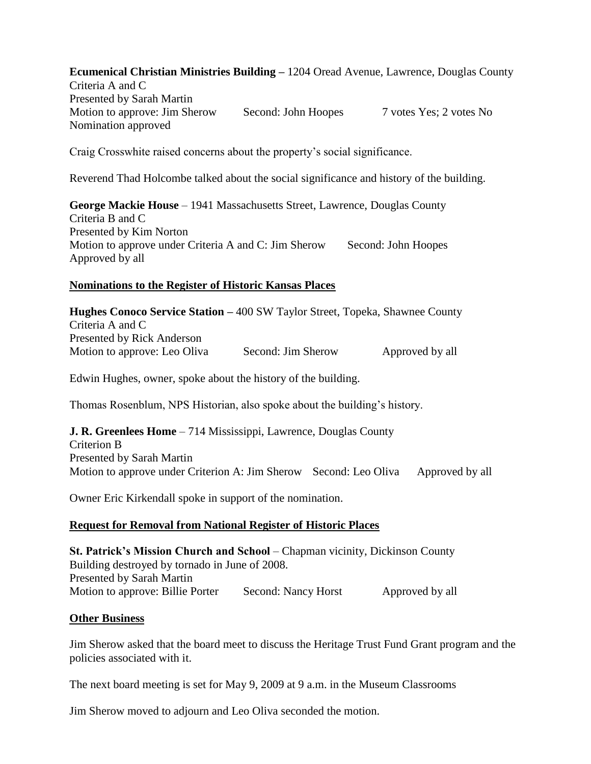**Ecumenical Christian Ministries Building –** 1204 Oread Avenue, Lawrence, Douglas County
Criteria A and C
Presented by Sarah Martin
Motion to approve: Jim Sherow Second: John Hoopes 7 votes Yes; 2 votes No
Nomination approved

Craig Crosswhite raised concerns about the property's social significance.

Reverend Thad Holcombe talked about the social significance and history of the building.

**George Mackie House** – 1941 Massachusetts Street, Lawrence, Douglas County
Criteria B and C
Presented by Kim Norton
Motion to approve under Criteria A and C: Jim Sherow Second: John Hoopes
Approved by all

## Nominations to the Register of Historic Kansas Places

**Hughes Conoco Service Station –** 400 SW Taylor Street, Topeka, Shawnee County
Criteria A and C
Presented by Rick Anderson
Motion to approve: Leo Oliva Second: Jim Sherow Approved by all

Edwin Hughes, owner, spoke about the history of the building.

Thomas Rosenblum, NPS Historian, also spoke about the building's history.

**J. R. Greenlees Home** – 714 Mississippi, Lawrence, Douglas County
Criterion B
Presented by Sarah Martin
Motion to approve under Criterion A: Jim Sherow Second: Leo Oliva Approved by all

Owner Eric Kirkendall spoke in support of the nomination.

## Request for Removal from National Register of Historic Places

**St. Patrick's Mission Church and School** – Chapman vicinity, Dickinson County
Building destroyed by tornado in June of 2008.
Presented by Sarah Martin
Motion to approve: Billie Porter Second: Nancy Horst Approved by all

## Other Business

Jim Sherow asked that the board meet to discuss the Heritage Trust Fund Grant program and the policies associated with it.

The next board meeting is set for May 9, 2009 at 9 a.m. in the Museum Classrooms

Jim Sherow moved to adjourn and Leo Oliva seconded the motion.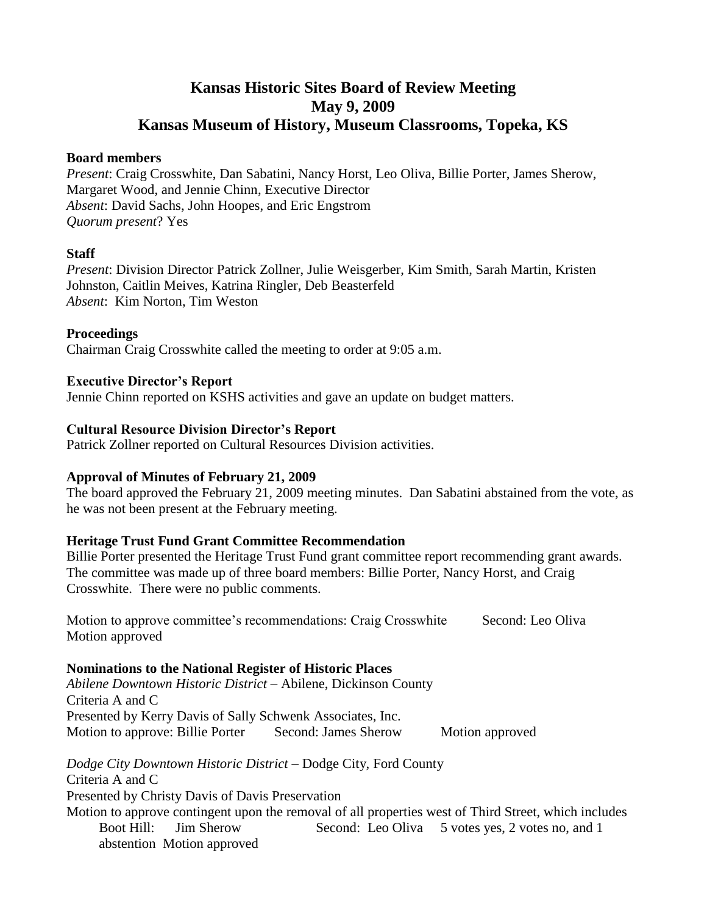# Kansas Historic Sites Board of Review Meeting
# May 9, 2009
# Kansas Museum of History, Museum Classrooms, Topeka, KS

**Board members**

*Present*: Craig Crosswhite, Dan Sabatini, Nancy Horst, Leo Oliva, Billie Porter, James Sherow, Margaret Wood, and Jennie Chinn, Executive Director
*Absent*: David Sachs, John Hoopes, and Eric Engstrom
*Quorum present*? Yes

**Staff**

*Present*: Division Director Patrick Zollner, Julie Weisgerber, Kim Smith, Sarah Martin, Kristen Johnston, Caitlin Meives, Katrina Ringler, Deb Beasterfeld
*Absent*: Kim Norton, Tim Weston

**Proceedings**

Chairman Craig Crosswhite called the meeting to order at 9:05 a.m.

**Executive Director's Report**

Jennie Chinn reported on KSHS activities and gave an update on budget matters.

**Cultural Resource Division Director's Report**

Patrick Zollner reported on Cultural Resources Division activities.

**Approval of Minutes of February 21, 2009**

The board approved the February 21, 2009 meeting minutes. Dan Sabatini abstained from the vote, as he was not been present at the February meeting.

**Heritage Trust Fund Grant Committee Recommendation**

Billie Porter presented the Heritage Trust Fund grant committee report recommending grant awards. The committee was made up of three board members: Billie Porter, Nancy Horst, and Craig Crosswhite. There were no public comments.

Motion to approve committee's recommendations: Craig Crosswhite Second: Leo Oliva
Motion approved

**Nominations to the National Register of Historic Places**

*Abilene Downtown Historic District* – Abilene, Dickinson County
Criteria A and C
Presented by Kerry Davis of Sally Schwenk Associates, Inc.
Motion to approve: Billie Porter Second: James Sherow Motion approved

*Dodge City Downtown Historic District* – Dodge City, Ford County
Criteria A and C
Presented by Christy Davis of Davis Preservation
Motion to approve contingent upon the removal of all properties west of Third Street, which includes Boot Hill: Jim Sherow Second: Leo Oliva 5 votes yes, 2 votes no, and 1 abstention Motion approved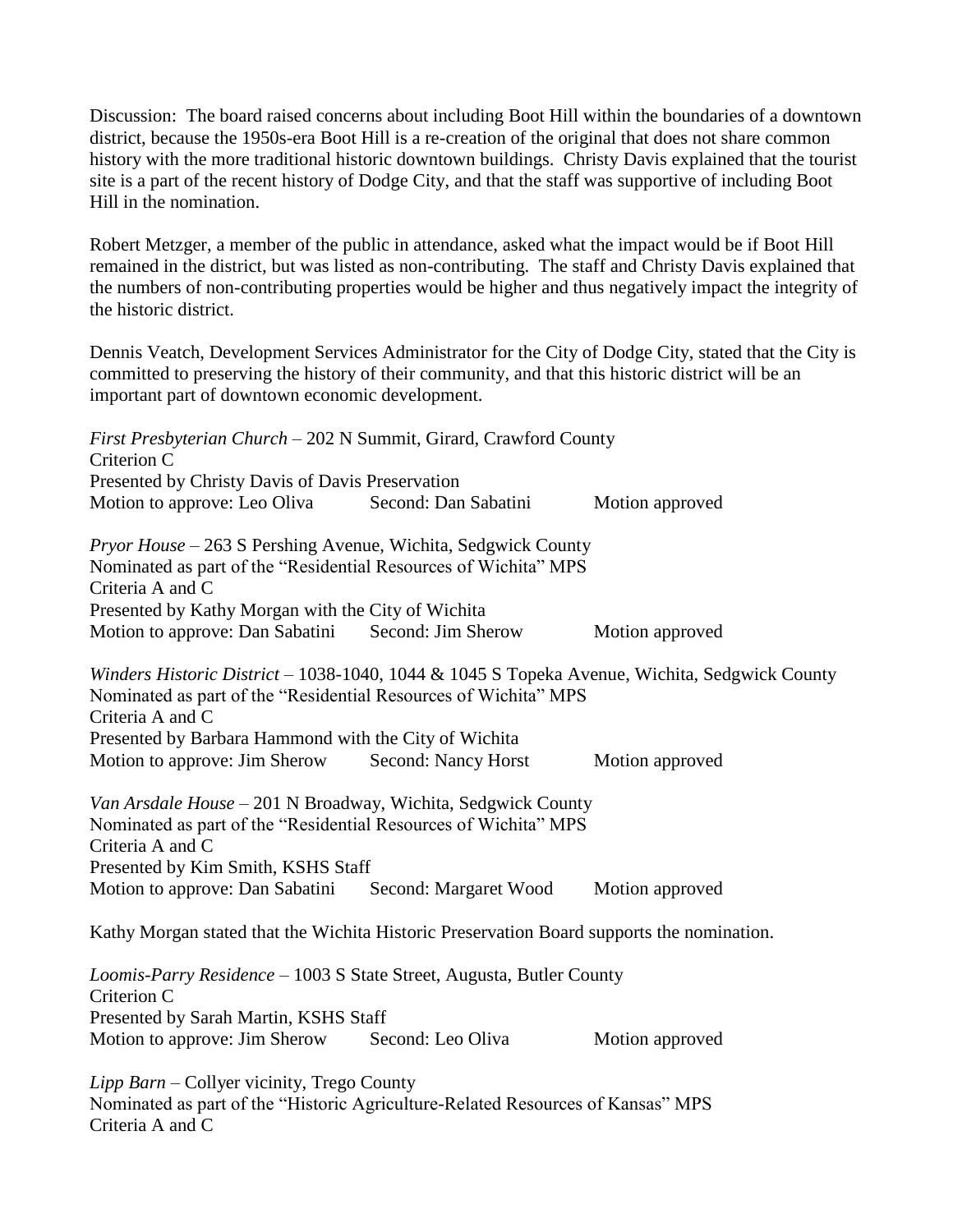Discussion: The board raised concerns about including Boot Hill within the boundaries of a downtown district, because the 1950s-era Boot Hill is a re-creation of the original that does not share common history with the more traditional historic downtown buildings. Christy Davis explained that the tourist site is a part of the recent history of Dodge City, and that the staff was supportive of including Boot Hill in the nomination.

Robert Metzger, a member of the public in attendance, asked what the impact would be if Boot Hill remained in the district, but was listed as non-contributing. The staff and Christy Davis explained that the numbers of non-contributing properties would be higher and thus negatively impact the integrity of the historic district.

Dennis Veatch, Development Services Administrator for the City of Dodge City, stated that the City is committed to preserving the history of their community, and that this historic district will be an important part of downtown economic development.

*First Presbyterian Church* – 202 N Summit, Girard, Crawford County
Criterion C
Presented by Christy Davis of Davis Preservation
Motion to approve: Leo Oliva   Second: Dan Sabatini   Motion approved

*Pryor House* – 263 S Pershing Avenue, Wichita, Sedgwick County
Nominated as part of the "Residential Resources of Wichita" MPS
Criteria A and C
Presented by Kathy Morgan with the City of Wichita
Motion to approve: Dan Sabatini   Second: Jim Sherow   Motion approved

*Winders Historic District* – 1038-1040, 1044 & 1045 S Topeka Avenue, Wichita, Sedgwick County
Nominated as part of the "Residential Resources of Wichita" MPS
Criteria A and C
Presented by Barbara Hammond with the City of Wichita
Motion to approve: Jim Sherow   Second: Nancy Horst   Motion approved

*Van Arsdale House* – 201 N Broadway, Wichita, Sedgwick County
Nominated as part of the "Residential Resources of Wichita" MPS
Criteria A and C
Presented by Kim Smith, KSHS Staff
Motion to approve: Dan Sabatini   Second: Margaret Wood   Motion approved

Kathy Morgan stated that the Wichita Historic Preservation Board supports the nomination.

*Loomis-Parry Residence* – 1003 S State Street, Augusta, Butler County
Criterion C
Presented by Sarah Martin, KSHS Staff
Motion to approve: Jim Sherow   Second: Leo Oliva   Motion approved

*Lipp Barn* – Collyer vicinity, Trego County
Nominated as part of the "Historic Agriculture-Related Resources of Kansas" MPS
Criteria A and C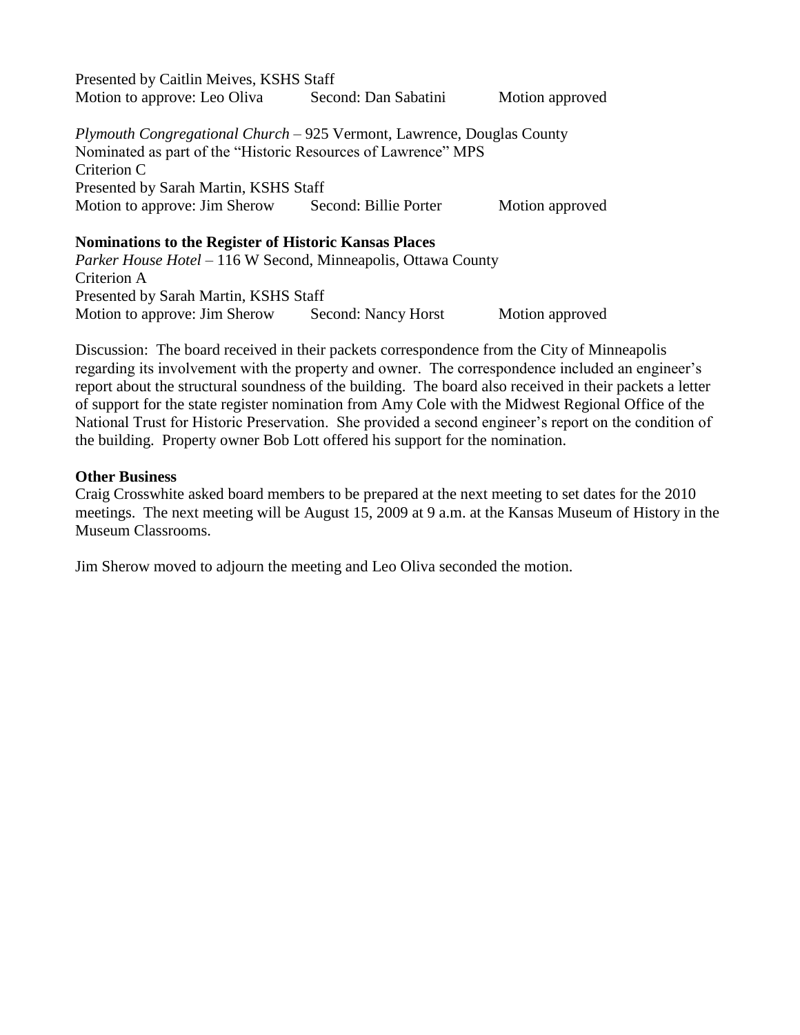Presented by Caitlin Meives, KSHS Staff
Motion to approve: Leo Oliva Second: Dan Sabatini Motion approved

*Plymouth Congregational Church* – 925 Vermont, Lawrence, Douglas County
Nominated as part of the "Historic Resources of Lawrence" MPS
Criterion C
Presented by Sarah Martin, KSHS Staff
Motion to approve: Jim Sherow Second: Billie Porter Motion approved

**Nominations to the Register of Historic Kansas Places**

*Parker House Hotel* – 116 W Second, Minneapolis, Ottawa County
Criterion A
Presented by Sarah Martin, KSHS Staff
Motion to approve: Jim Sherow Second: Nancy Horst Motion approved

Discussion: The board received in their packets correspondence from the City of Minneapolis regarding its involvement with the property and owner. The correspondence included an engineer's report about the structural soundness of the building. The board also received in their packets a letter of support for the state register nomination from Amy Cole with the Midwest Regional Office of the National Trust for Historic Preservation. She provided a second engineer's report on the condition of the building. Property owner Bob Lott offered his support for the nomination.

**Other Business**

Craig Crosswhite asked board members to be prepared at the next meeting to set dates for the 2010 meetings. The next meeting will be August 15, 2009 at 9 a.m. at the Kansas Museum of History in the Museum Classrooms.

Jim Sherow moved to adjourn the meeting and Leo Oliva seconded the motion.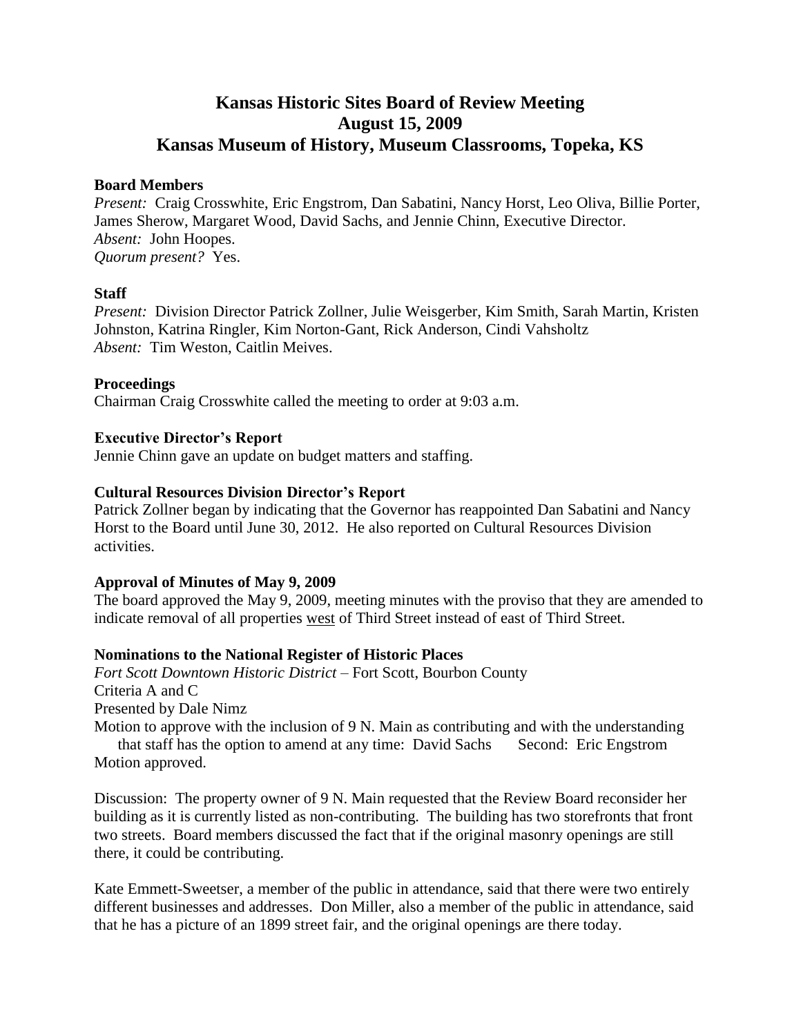# Kansas Historic Sites Board of Review Meeting
# August 15, 2009
# Kansas Museum of History, Museum Classrooms, Topeka, KS

**Board Members**

*Present:* Craig Crosswhite, Eric Engstrom, Dan Sabatini, Nancy Horst, Leo Oliva, Billie Porter, James Sherow, Margaret Wood, David Sachs, and Jennie Chinn, Executive Director.
*Absent:* John Hoopes.
*Quorum present?* Yes.

**Staff**

*Present:* Division Director Patrick Zollner, Julie Weisgerber, Kim Smith, Sarah Martin, Kristen Johnston, Katrina Ringler, Kim Norton-Gant, Rick Anderson, Cindi Vahsholtz
*Absent:* Tim Weston, Caitlin Meives.

**Proceedings**

Chairman Craig Crosswhite called the meeting to order at 9:03 a.m.

**Executive Director's Report**

Jennie Chinn gave an update on budget matters and staffing.

**Cultural Resources Division Director's Report**

Patrick Zollner began by indicating that the Governor has reappointed Dan Sabatini and Nancy Horst to the Board until June 30, 2012. He also reported on Cultural Resources Division activities.

**Approval of Minutes of May 9, 2009**

The board approved the May 9, 2009, meeting minutes with the proviso that they are amended to indicate removal of all properties west of Third Street instead of east of Third Street.

**Nominations to the National Register of Historic Places**

*Fort Scott Downtown Historic District* – Fort Scott, Bourbon County
Criteria A and C
Presented by Dale Nimz
Motion to approve with the inclusion of 9 N. Main as contributing and with the understanding that staff has the option to amend at any time: David Sachs Second: Eric Engstrom
Motion approved.

Discussion: The property owner of 9 N. Main requested that the Review Board reconsider her building as it is currently listed as non-contributing. The building has two storefronts that front two streets. Board members discussed the fact that if the original masonry openings are still there, it could be contributing.

Kate Emmett-Sweetser, a member of the public in attendance, said that there were two entirely different businesses and addresses. Don Miller, also a member of the public in attendance, said that he has a picture of an 1899 street fair, and the original openings are there today.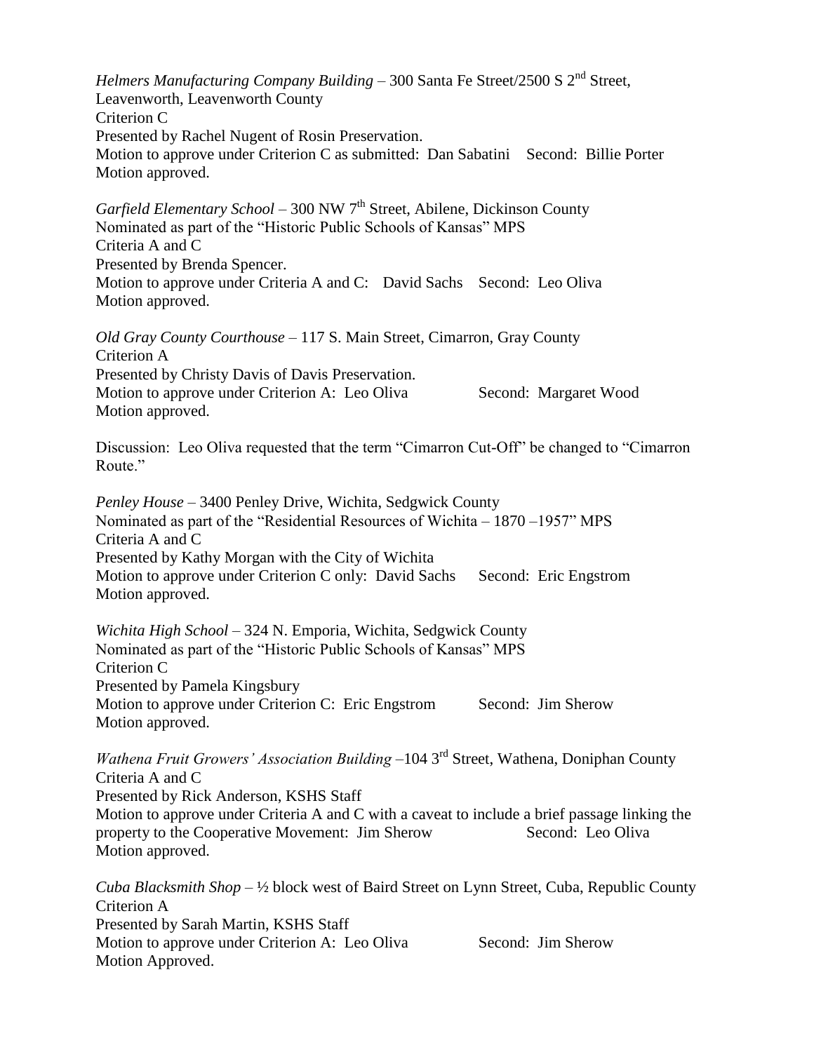*Helmers Manufacturing Company Building* – 300 Santa Fe Street/2500 S 2nd Street, Leavenworth, Leavenworth County
Criterion C
Presented by Rachel Nugent of Rosin Preservation.
Motion to approve under Criterion C as submitted: Dan Sabatini Second: Billie Porter
Motion approved.

*Garfield Elementary School* – 300 NW 7th Street, Abilene, Dickinson County
Nominated as part of the "Historic Public Schools of Kansas" MPS
Criteria A and C
Presented by Brenda Spencer.
Motion to approve under Criteria A and C: David Sachs Second: Leo Oliva
Motion approved.

*Old Gray County Courthouse* – 117 S. Main Street, Cimarron, Gray County
Criterion A
Presented by Christy Davis of Davis Preservation.
Motion to approve under Criterion A: Leo Oliva Second: Margaret Wood
Motion approved.

Discussion: Leo Oliva requested that the term "Cimarron Cut-Off" be changed to "Cimarron Route."

*Penley House* – 3400 Penley Drive, Wichita, Sedgwick County
Nominated as part of the "Residential Resources of Wichita – 1870 –1957" MPS
Criteria A and C
Presented by Kathy Morgan with the City of Wichita
Motion to approve under Criterion C only: David Sachs Second: Eric Engstrom
Motion approved.

*Wichita High School* – 324 N. Emporia, Wichita, Sedgwick County
Nominated as part of the "Historic Public Schools of Kansas" MPS
Criterion C
Presented by Pamela Kingsbury
Motion to approve under Criterion C: Eric Engstrom Second: Jim Sherow
Motion approved.

*Wathena Fruit Growers' Association Building* –104 3rd Street, Wathena, Doniphan County
Criteria A and C
Presented by Rick Anderson, KSHS Staff
Motion to approve under Criteria A and C with a caveat to include a brief passage linking the property to the Cooperative Movement: Jim Sherow Second: Leo Oliva
Motion approved.

*Cuba Blacksmith Shop* – ½ block west of Baird Street on Lynn Street, Cuba, Republic County
Criterion A
Presented by Sarah Martin, KSHS Staff
Motion to approve under Criterion A: Leo Oliva Second: Jim Sherow
Motion Approved.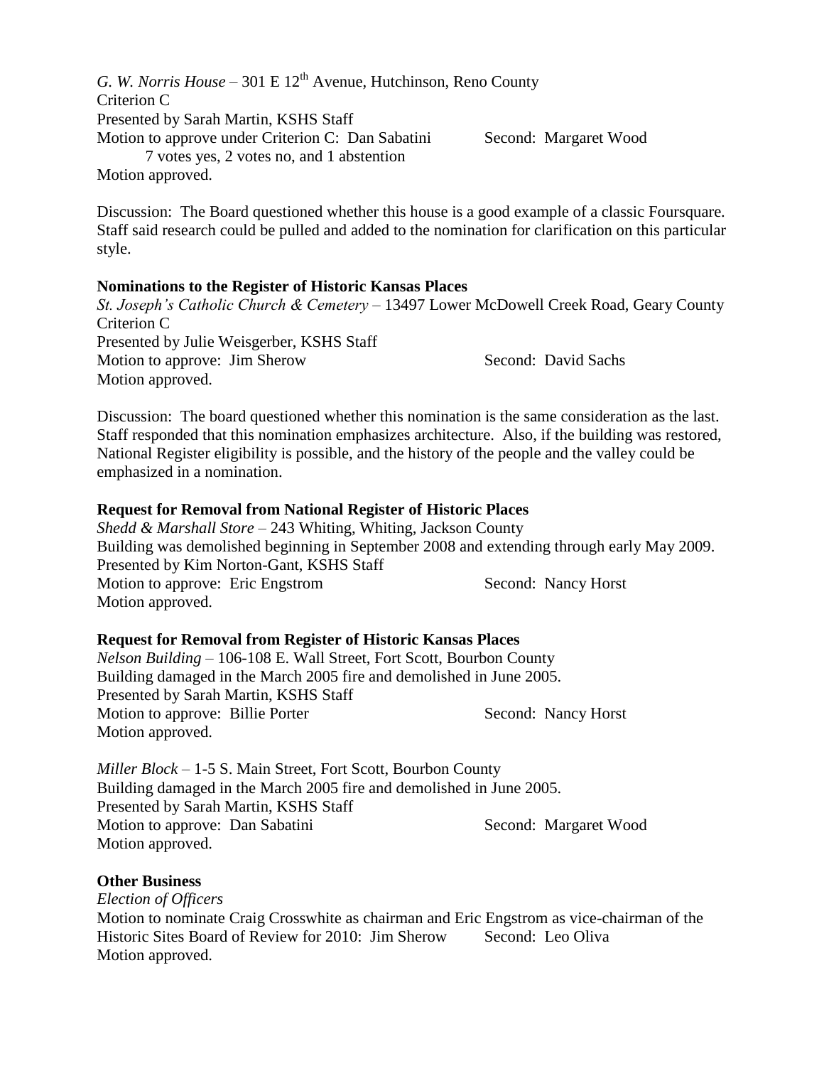*G. W. Norris House* – 301 E 12th Avenue, Hutchinson, Reno County
Criterion C
Presented by Sarah Martin, KSHS Staff
Motion to approve under Criterion C: Dan Sabatini Second: Margaret Wood
7 votes yes, 2 votes no, and 1 abstention
Motion approved.

Discussion: The Board questioned whether this house is a good example of a classic Foursquare. Staff said research could be pulled and added to the nomination for clarification on this particular style.

**Nominations to the Register of Historic Kansas Places**

*St. Joseph's Catholic Church & Cemetery* – 13497 Lower McDowell Creek Road, Geary County
Criterion C
Presented by Julie Weisgerber, KSHS Staff
Motion to approve: Jim Sherow Second: David Sachs
Motion approved.

Discussion: The board questioned whether this nomination is the same consideration as the last. Staff responded that this nomination emphasizes architecture. Also, if the building was restored, National Register eligibility is possible, and the history of the people and the valley could be emphasized in a nomination.

**Request for Removal from National Register of Historic Places**

*Shedd & Marshall Store* – 243 Whiting, Whiting, Jackson County
Building was demolished beginning in September 2008 and extending through early May 2009.
Presented by Kim Norton-Gant, KSHS Staff
Motion to approve: Eric Engstrom Second: Nancy Horst
Motion approved.

**Request for Removal from Register of Historic Kansas Places**

*Nelson Building* – 106-108 E. Wall Street, Fort Scott, Bourbon County
Building damaged in the March 2005 fire and demolished in June 2005.
Presented by Sarah Martin, KSHS Staff
Motion to approve: Billie Porter Second: Nancy Horst
Motion approved.

*Miller Block* – 1-5 S. Main Street, Fort Scott, Bourbon County
Building damaged in the March 2005 fire and demolished in June 2005.
Presented by Sarah Martin, KSHS Staff
Motion to approve: Dan Sabatini Second: Margaret Wood
Motion approved.

**Other Business**

*Election of Officers*
Motion to nominate Craig Crosswhite as chairman and Eric Engstrom as vice-chairman of the Historic Sites Board of Review for 2010: Jim Sherow Second: Leo Oliva
Motion approved.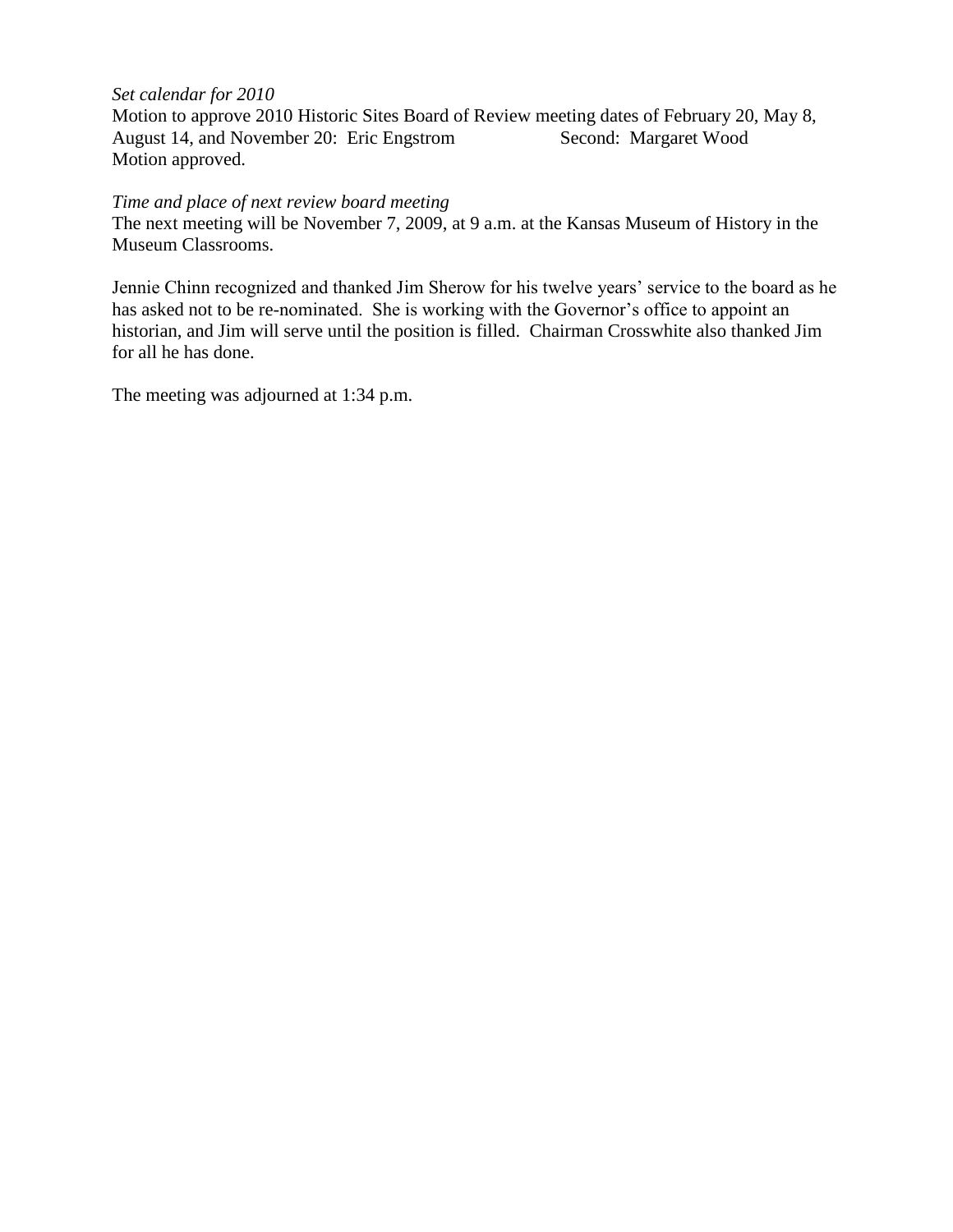*Set calendar for 2010*

Motion to approve 2010 Historic Sites Board of Review meeting dates of February 20, May 8, August 14, and November 20: Eric Engstrom Second: Margaret Wood

Motion approved.

*Time and place of next review board meeting*

The next meeting will be November 7, 2009, at 9 a.m. at the Kansas Museum of History in the Museum Classrooms.

Jennie Chinn recognized and thanked Jim Sherow for his twelve years' service to the board as he has asked not to be re-nominated. She is working with the Governor's office to appoint an historian, and Jim will serve until the position is filled. Chairman Crosswhite also thanked Jim for all he has done.

The meeting was adjourned at 1:34 p.m.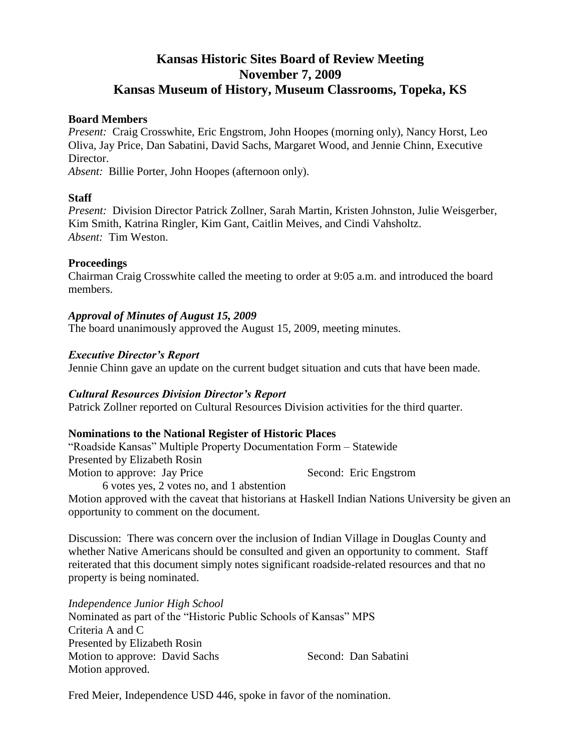# Kansas Historic Sites Board of Review Meeting
# November 7, 2009
# Kansas Museum of History, Museum Classrooms, Topeka, KS

**Board Members**

*Present:* Craig Crosswhite, Eric Engstrom, John Hoopes (morning only), Nancy Horst, Leo Oliva, Jay Price, Dan Sabatini, David Sachs, Margaret Wood, and Jennie Chinn, Executive Director.

*Absent:* Billie Porter, John Hoopes (afternoon only).

**Staff**

*Present:* Division Director Patrick Zollner, Sarah Martin, Kristen Johnston, Julie Weisgerber, Kim Smith, Katrina Ringler, Kim Gant, Caitlin Meives, and Cindi Vahsholtz.

*Absent:* Tim Weston.

**Proceedings**

Chairman Craig Crosswhite called the meeting to order at 9:05 a.m. and introduced the board members.

***Approval of Minutes of August 15, 2009***

The board unanimously approved the August 15, 2009, meeting minutes.

***Executive Director's Report***

Jennie Chinn gave an update on the current budget situation and cuts that have been made.

***Cultural Resources Division Director's Report***

Patrick Zollner reported on Cultural Resources Division activities for the third quarter.

**Nominations to the National Register of Historic Places**

"Roadside Kansas" Multiple Property Documentation Form – Statewide
Presented by Elizabeth Rosin
Motion to approve: Jay Price Second: Eric Engstrom
6 votes yes, 2 votes no, and 1 abstention
Motion approved with the caveat that historians at Haskell Indian Nations University be given an opportunity to comment on the document.

Discussion: There was concern over the inclusion of Indian Village in Douglas County and whether Native Americans should be consulted and given an opportunity to comment. Staff reiterated that this document simply notes significant roadside-related resources and that no property is being nominated.

*Independence Junior High School*
Nominated as part of the "Historic Public Schools of Kansas" MPS
Criteria A and C
Presented by Elizabeth Rosin
Motion to approve: David Sachs Second: Dan Sabatini
Motion approved.

Fred Meier, Independence USD 446, spoke in favor of the nomination.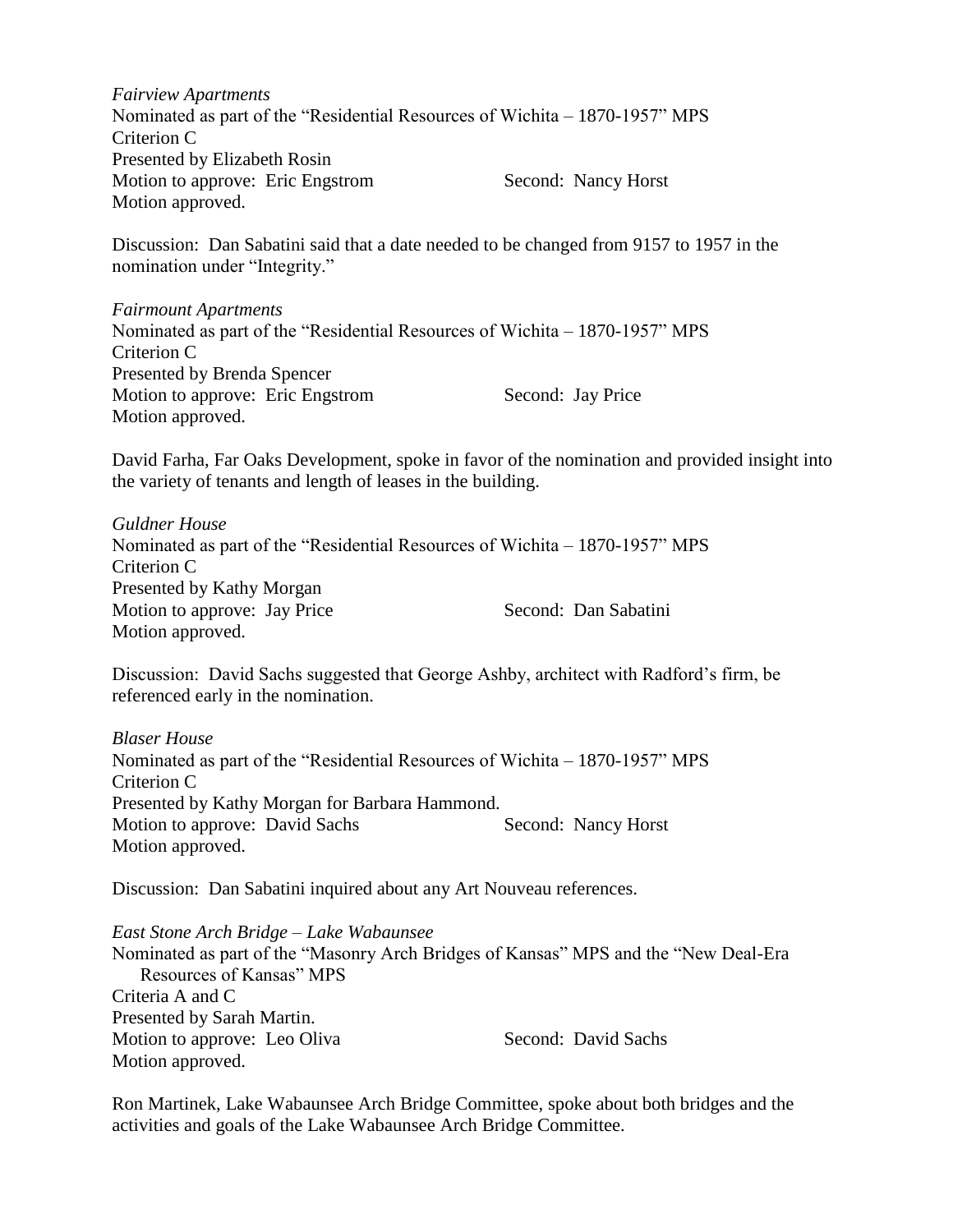*Fairview Apartments*
Nominated as part of the "Residential Resources of Wichita – 1870-1957" MPS
Criterion C
Presented by Elizabeth Rosin
Motion to approve: Eric Engstrom Second: Nancy Horst
Motion approved.

Discussion: Dan Sabatini said that a date needed to be changed from 9157 to 1957 in the nomination under "Integrity."

*Fairmount Apartments*
Nominated as part of the "Residential Resources of Wichita – 1870-1957" MPS
Criterion C
Presented by Brenda Spencer
Motion to approve: Eric Engstrom Second: Jay Price
Motion approved.

David Farha, Far Oaks Development, spoke in favor of the nomination and provided insight into the variety of tenants and length of leases in the building.

*Guldner House*
Nominated as part of the "Residential Resources of Wichita – 1870-1957" MPS
Criterion C
Presented by Kathy Morgan
Motion to approve: Jay Price Second: Dan Sabatini
Motion approved.

Discussion: David Sachs suggested that George Ashby, architect with Radford's firm, be referenced early in the nomination.

*Blaser House*
Nominated as part of the "Residential Resources of Wichita – 1870-1957" MPS
Criterion C
Presented by Kathy Morgan for Barbara Hammond.
Motion to approve: David Sachs Second: Nancy Horst
Motion approved.

Discussion: Dan Sabatini inquired about any Art Nouveau references.

*East Stone Arch Bridge – Lake Wabaunsee*
Nominated as part of the "Masonry Arch Bridges of Kansas" MPS and the "New Deal-Era Resources of Kansas" MPS
Criteria A and C
Presented by Sarah Martin.
Motion to approve: Leo Oliva Second: David Sachs
Motion approved.

Ron Martinek, Lake Wabaunsee Arch Bridge Committee, spoke about both bridges and the activities and goals of the Lake Wabaunsee Arch Bridge Committee.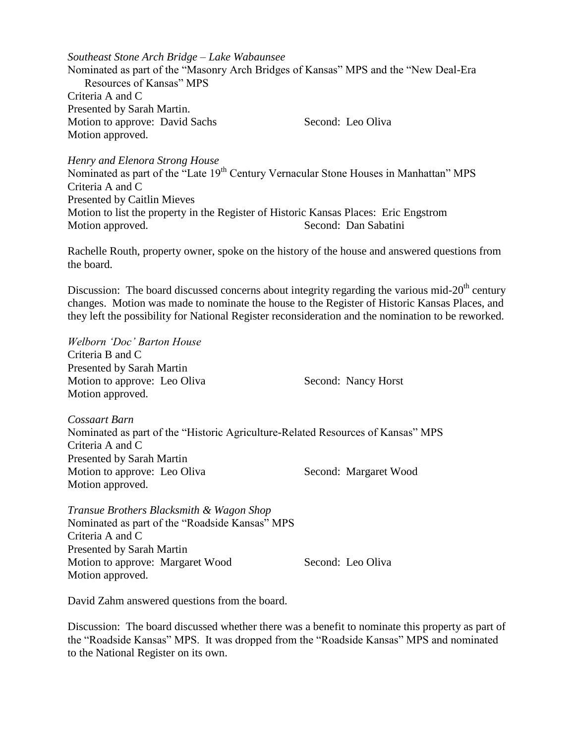*Southeast Stone Arch Bridge – Lake Wabaunsee*
Nominated as part of the "Masonry Arch Bridges of Kansas" MPS and the "New Deal-Era Resources of Kansas" MPS
Criteria A and C
Presented by Sarah Martin.
Motion to approve: David Sachs Second: Leo Oliva
Motion approved.

*Henry and Elenora Strong House*
Nominated as part of the "Late 19th Century Vernacular Stone Houses in Manhattan" MPS
Criteria A and C
Presented by Caitlin Mieves
Motion to list the property in the Register of Historic Kansas Places: Eric Engstrom
Motion approved. Second: Dan Sabatini

Rachelle Routh, property owner, spoke on the history of the house and answered questions from the board.

Discussion: The board discussed concerns about integrity regarding the various mid-20th century changes. Motion was made to nominate the house to the Register of Historic Kansas Places, and they left the possibility for National Register reconsideration and the nomination to be reworked.

*Welborn 'Doc' Barton House*
Criteria B and C
Presented by Sarah Martin
Motion to approve: Leo Oliva Second: Nancy Horst
Motion approved.

*Cossaart Barn*
Nominated as part of the "Historic Agriculture-Related Resources of Kansas" MPS
Criteria A and C
Presented by Sarah Martin
Motion to approve: Leo Oliva Second: Margaret Wood
Motion approved.

*Transue Brothers Blacksmith & Wagon Shop*
Nominated as part of the "Roadside Kansas" MPS
Criteria A and C
Presented by Sarah Martin
Motion to approve: Margaret Wood Second: Leo Oliva
Motion approved.

David Zahm answered questions from the board.

Discussion: The board discussed whether there was a benefit to nominate this property as part of the "Roadside Kansas" MPS. It was dropped from the "Roadside Kansas" MPS and nominated to the National Register on its own.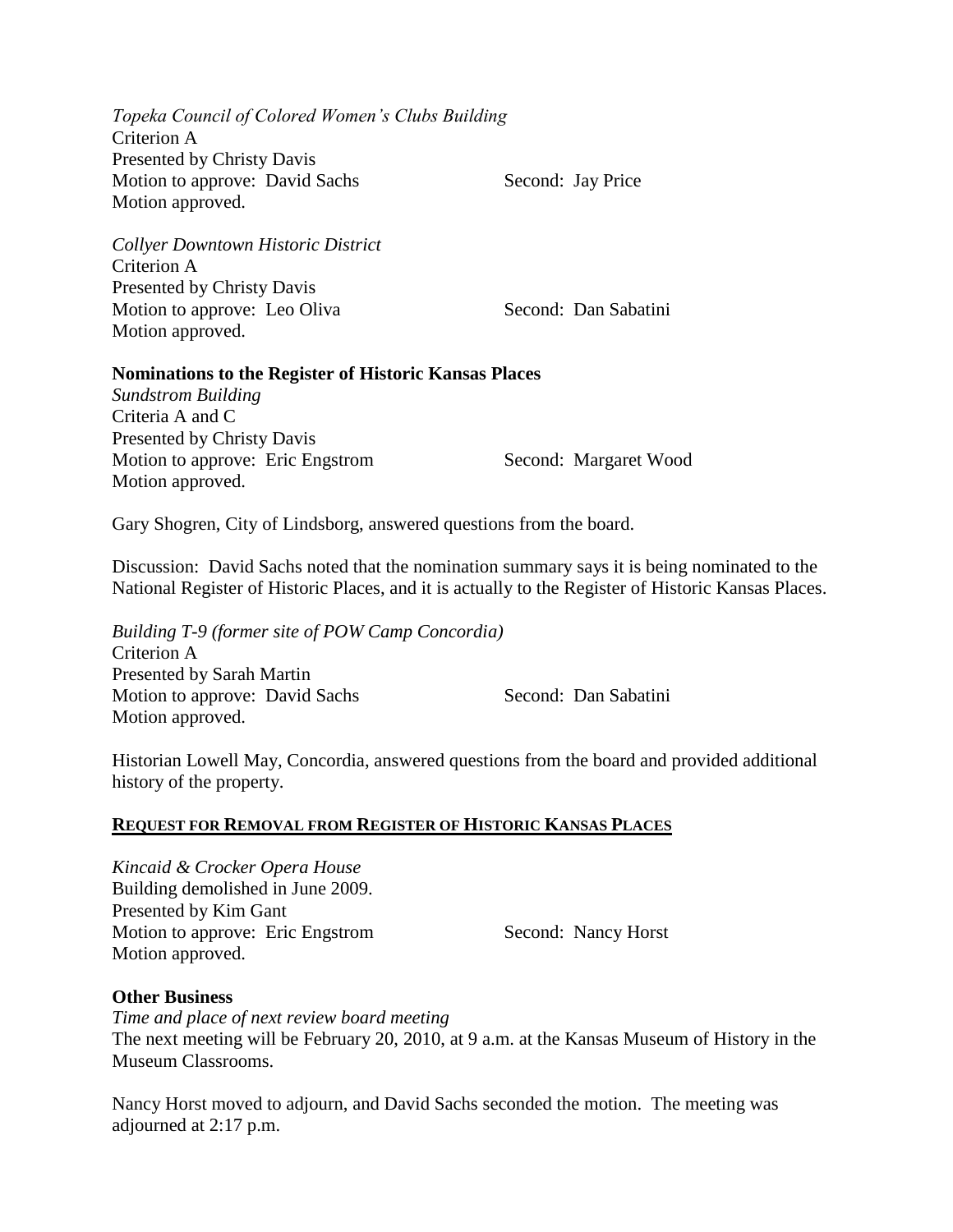*Topeka Council of Colored Women's Clubs Building*
Criterion A
Presented by Christy Davis
Motion to approve: David Sachs    Second: Jay Price
Motion approved.

*Collyer Downtown Historic District*
Criterion A
Presented by Christy Davis
Motion to approve: Leo Oliva    Second: Dan Sabatini
Motion approved.

**Nominations to the Register of Historic Kansas Places**

*Sundstrom Building*
Criteria A and C
Presented by Christy Davis
Motion to approve: Eric Engstrom    Second: Margaret Wood
Motion approved.

Gary Shogren, City of Lindsborg, answered questions from the board.

Discussion: David Sachs noted that the nomination summary says it is being nominated to the National Register of Historic Places, and it is actually to the Register of Historic Kansas Places.

*Building T-9 (former site of POW Camp Concordia)*
Criterion A
Presented by Sarah Martin
Motion to approve: David Sachs    Second: Dan Sabatini
Motion approved.

Historian Lowell May, Concordia, answered questions from the board and provided additional history of the property.

**REQUEST FOR REMOVAL FROM REGISTER OF HISTORIC KANSAS PLACES**

*Kincaid & Crocker Opera House*
Building demolished in June 2009.
Presented by Kim Gant
Motion to approve: Eric Engstrom    Second: Nancy Horst
Motion approved.

**Other Business**

*Time and place of next review board meeting*
The next meeting will be February 20, 2010, at 9 a.m. at the Kansas Museum of History in the Museum Classrooms.

Nancy Horst moved to adjourn, and David Sachs seconded the motion. The meeting was adjourned at 2:17 p.m.